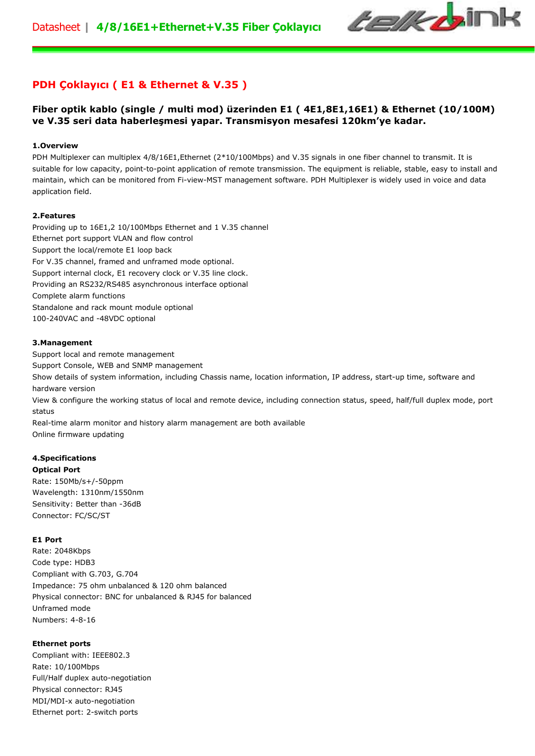# PDH Çoklayıcı ( E1 & Ethernet & V.35 )

**Fiber optik kablo (single / multi mod) üzerinden E1 ( 4E1,8E1,16E1) & Ethernet (10/100M) ve V.35 seri data haberleşmesi yapar. Transmisyon mesafesi 120km'ye kadar.**

## 1.Overview

PDH Multiplexer can multiplex 4/8/16E1,Ethernet (2*10/100Mbps) and V.35 signals in one fiber channel to transmit. It is suitable for low capacity, point-to-point application of remote transmission. The equipment is reliable, stable, easy to install and maintain, which can be monitored from Fi-view-MST management software. PDH Multiplexer is widely used in voice and data application field.

## 2.Features

Providing up to 16E1,2 10/100Mbps Ethernet and 1 V.35 channel
Ethernet port support VLAN and flow control
Support the local/remote E1 loop back
For V.35 channel, framed and unframed mode optional.
Support internal clock, E1 recovery clock or V.35 line clock.
Providing an RS232/RS485 asynchronous interface optional
Complete alarm functions
Standalone and rack mount module optional
100-240VAC and -48VDC optional

## 3.Management

Support local and remote management
Support Console, WEB and SNMP management
Show details of system information, including Chassis name, location information, IP address, start-up time, software and hardware version
View & configure the working status of local and remote device, including connection status, speed, half/full duplex mode, port status
Real-time alarm monitor and history alarm management are both available
Online firmware updating

## 4.Specifications

**Optical Port**

Rate: 150Mb/s+/-50ppm
Wavelength: 1310nm/1550nm
Sensitivity: Better than -36dB
Connector: FC/SC/ST

**E1 Port**

Rate: 2048Kbps
Code type: HDB3
Compliant with G.703, G.704
Impedance: 75 ohm unbalanced & 120 ohm balanced
Physical connector: BNC for unbalanced & RJ45 for balanced
Unframed mode
Numbers: 4-8-16

**Ethernet ports**

Compliant with: IEEE802.3
Rate: 10/100Mbps
Full/Half duplex auto-negotiation
Physical connector: RJ45
MDI/MDI-x auto-negotiation
Ethernet port: 2-switch ports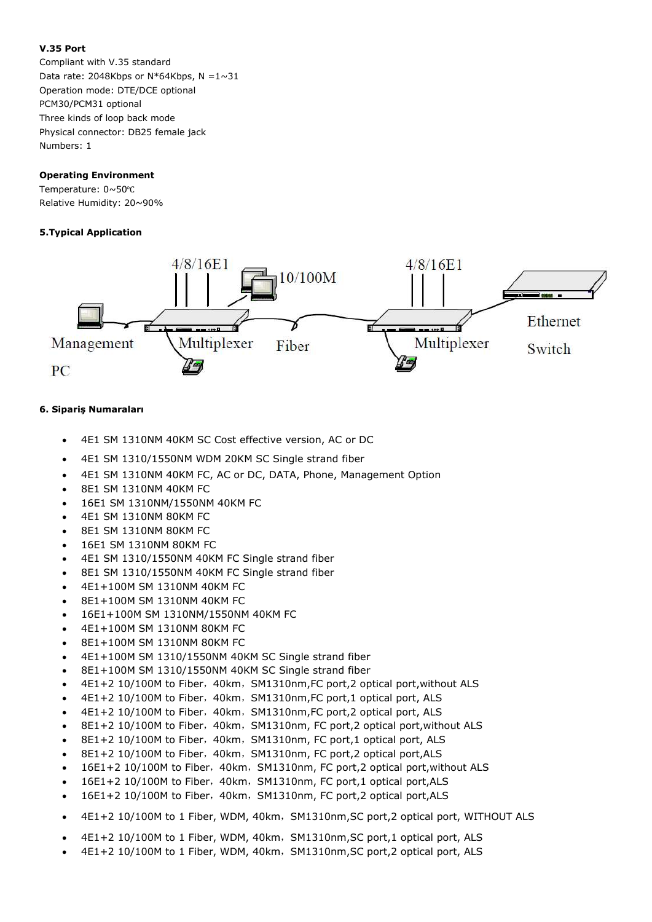**V.35 Port**

Compliant with V.35 standard
Data rate: 2048Kbps or N*64Kbps, N =1~31
Operation mode: DTE/DCE optional
PCM30/PCM31 optional
Three kinds of loop back mode
Physical connector: DB25 female jack
Numbers: 1

**Operating Environment**

Temperature: 0~50℃
Relative Humidity: 20~90%

**5.Typical Application**

**6. Sipariş Numaraları**

- 4E1 SM 1310NM 40KM SC Cost effective version, AC or DC
- 4E1 SM 1310/1550NM WDM 20KM SC Single strand fiber
- 4E1 SM 1310NM 40KM FC, AC or DC, DATA, Phone, Management Option
- 8E1 SM 1310NM 40KM FC
- 16E1 SM 1310NM/1550NM 40KM FC
- 4E1 SM 1310NM 80KM FC
- 8E1 SM 1310NM 80KM FC
- 16E1 SM 1310NM 80KM FC
- 4E1 SM 1310/1550NM 40KM FC Single strand fiber
- 8E1 SM 1310/1550NM 40KM FC Single strand fiber
- 4E1+100M SM 1310NM 40KM FC
- 8E1+100M SM 1310NM 40KM FC
- 16E1+100M SM 1310NM/1550NM 40KM FC
- 4E1+100M SM 1310NM 80KM FC
- 8E1+100M SM 1310NM 80KM FC
- 4E1+100M SM 1310/1550NM 40KM SC Single strand fiber
- 8E1+100M SM 1310/1550NM 40KM SC Single strand fiber
- 4E1+2 10/100M to Fiber，40km，SM1310nm,FC port,2 optical port,without ALS
- 4E1+2 10/100M to Fiber，40km，SM1310nm,FC port,1 optical port, ALS
- 4E1+2 10/100M to Fiber，40km，SM1310nm,FC port,2 optical port, ALS
- 8E1+2 10/100M to Fiber，40km，SM1310nm, FC port,2 optical port,without ALS
- 8E1+2 10/100M to Fiber，40km，SM1310nm, FC port,1 optical port, ALS
- 8E1+2 10/100M to Fiber，40km，SM1310nm, FC port,2 optical port,ALS
- 16E1+2 10/100M to Fiber，40km，SM1310nm, FC port,2 optical port,without ALS
- 16E1+2 10/100M to Fiber，40km，SM1310nm, FC port,1 optical port,ALS
- 16E1+2 10/100M to Fiber，40km，SM1310nm, FC port,2 optical port,ALS
- 4E1+2 10/100M to 1 Fiber, WDM, 40km，SM1310nm,SC port,2 optical port, WITHOUT ALS
- 4E1+2 10/100M to 1 Fiber, WDM, 40km，SM1310nm,SC port,1 optical port, ALS
- 4E1+2 10/100M to 1 Fiber, WDM, 40km，SM1310nm,SC port,2 optical port, ALS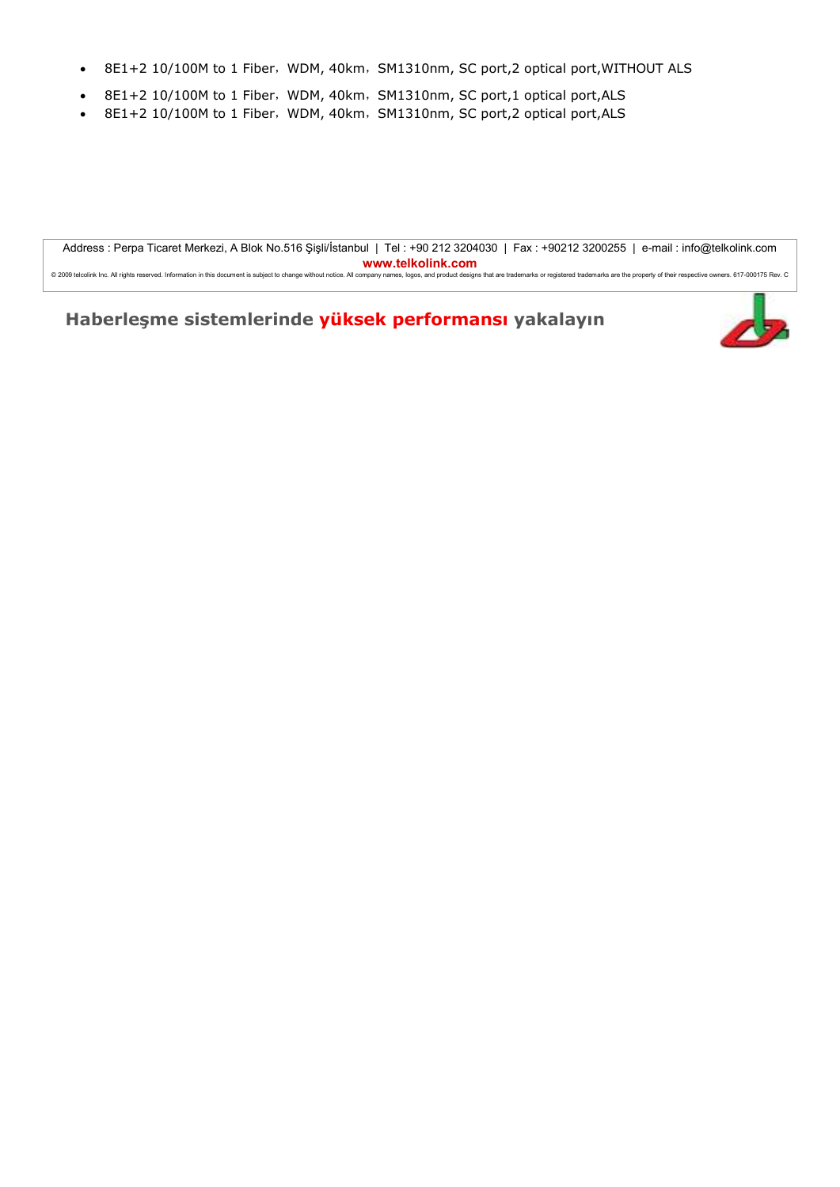- 8E1+2 10/100M to 1 Fiber，WDM, 40km，SM1310nm, SC port,2 optical port,WITHOUT ALS
- 8E1+2 10/100M to 1 Fiber，WDM, 40km，SM1310nm, SC port,1 optical port,ALS
- 8E1+2 10/100M to 1 Fiber，WDM, 40km，SM1310nm, SC port,2 optical port,ALS

Address : Perpa Ticaret Merkezi, A Blok No.516 Şişli/İstanbul | Tel : +90 212 3204030 | Fax : +90212 3200255 | e-mail : info@telkolink.com

**www.telkolink.com**

© 2009 telcolink Inc. All rights reserved. Information in this document is subject to change without notice. All company names, logos, and product designs that are trademarks or registered trademarks are the property of their respective owners. 617-000175 Rev. C

**Haberleşme sistemlerinde yüksek performansı yakalayın**